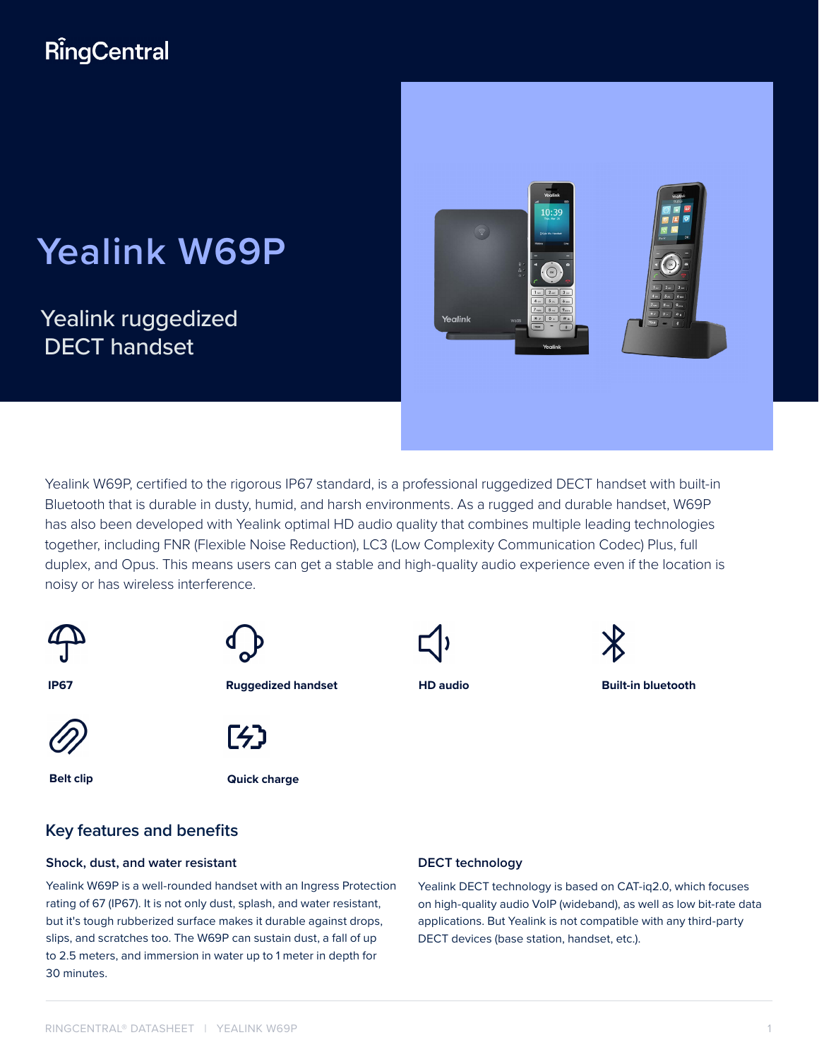RingCentral

# Yealink W69P

## Yealink ruggedized DECT handset

Yealink W69P, certified to the rigorous IP67 standard, is a professional ruggedized DECT handset with built-in Bluetooth that is durable in dusty, humid, and harsh environments. As a rugged and durable handset, W69P has also been developed with Yealink optimal HD audio quality that combines multiple leading technologies together, including FNR (Flexible Noise Reduction), LC3 (Low Complexity Communication Codec) Plus, full duplex, and Opus. This means users can get a stable and high-quality audio experience even if the location is noisy or has wireless interference.

**IP67**

**Ruggedized handset**

**HD audio**

**Built-in bluetooth**

**Belt clip**

**Quick charge**

## Key features and benefits

### Shock, dust, and water resistant

Yealink W69P is a well-rounded handset with an Ingress Protection rating of 67 (IP67). It is not only dust, splash, and water resistant, but it's tough rubberized surface makes it durable against drops, slips, and scratches too. The W69P can sustain dust, a fall of up to 2.5 meters, and immersion in water up to 1 meter in depth for 30 minutes.

### DECT technology

Yealink DECT technology is based on CAT-iq2.0, which focuses on high-quality audio VoIP (wideband), as well as low bit-rate data applications. But Yealink is not compatible with any third-party DECT devices (base station, handset, etc.).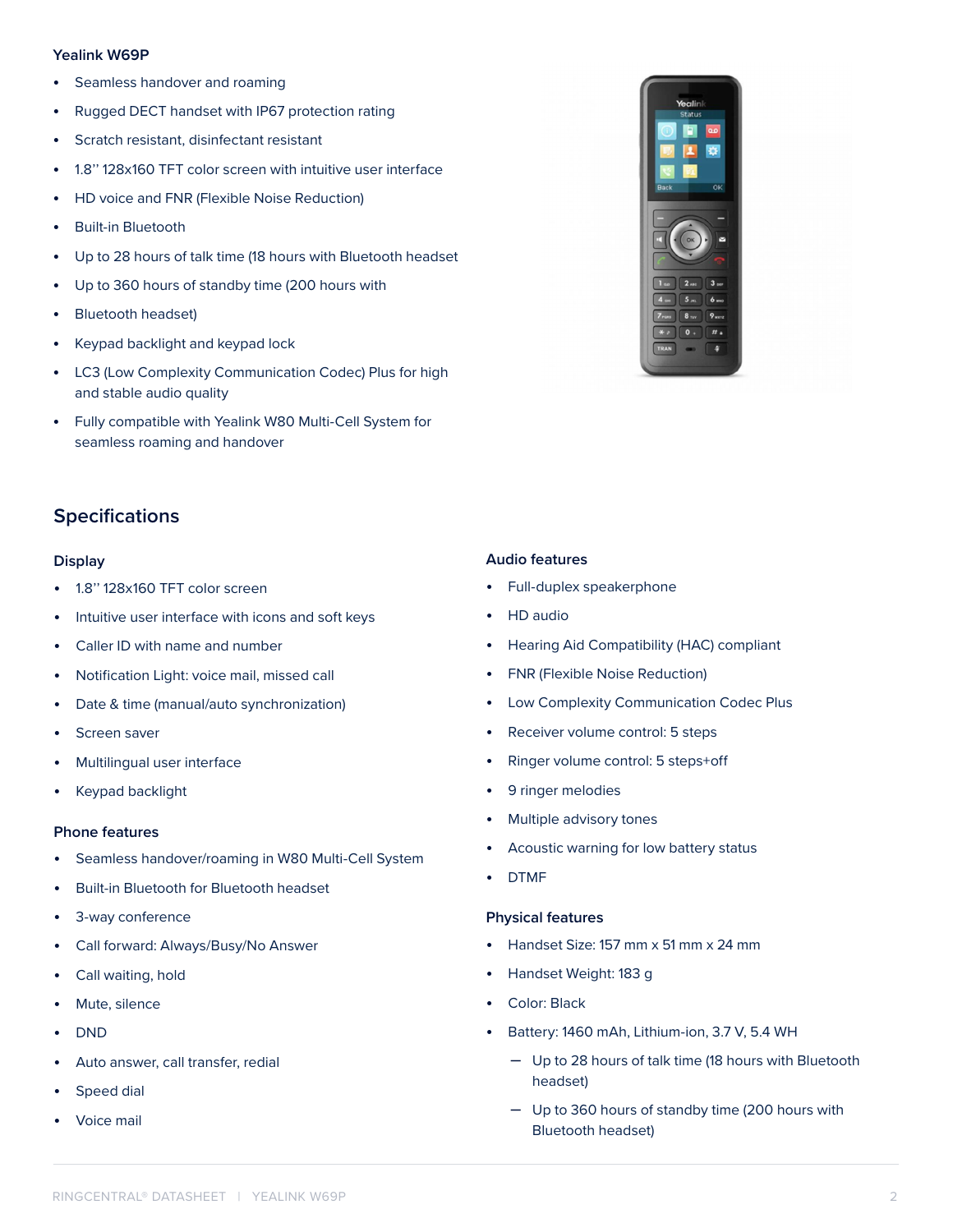### Yealink W69P

- Seamless handover and roaming
- Rugged DECT handset with IP67 protection rating
- Scratch resistant, disinfectant resistant
- 1.8'' 128x160 TFT color screen with intuitive user interface
- HD voice and FNR (Flexible Noise Reduction)
- Built-in Bluetooth
- Up to 28 hours of talk time (18 hours with Bluetooth headset
- Up to 360 hours of standby time (200 hours with
- Bluetooth headset)
- Keypad backlight and keypad lock
- LC3 (Low Complexity Communication Codec) Plus for high and stable audio quality
- Fully compatible with Yealink W80 Multi-Cell System for seamless roaming and handover

## Specifications

### Display

- 1.8'' 128x160 TFT color screen
- Intuitive user interface with icons and soft keys
- Caller ID with name and number
- Notification Light: voice mail, missed call
- Date & time (manual/auto synchronization)
- Screen saver
- Multilingual user interface
- Keypad backlight

### Phone features

- Seamless handover/roaming in W80 Multi-Cell System
- Built-in Bluetooth for Bluetooth headset
- 3-way conference
- Call forward: Always/Busy/No Answer
- Call waiting, hold
- Mute, silence
- DND
- Auto answer, call transfer, redial
- Speed dial
- Voice mail

### Audio features

- Full-duplex speakerphone
- HD audio
- Hearing Aid Compatibility (HAC) compliant
- FNR (Flexible Noise Reduction)
- Low Complexity Communication Codec Plus
- Receiver volume control: 5 steps
- Ringer volume control: 5 steps+off
- 9 ringer melodies
- Multiple advisory tones
- Acoustic warning for low battery status
- DTMF

### Physical features

- Handset Size: 157 mm x 51 mm x 24 mm
- Handset Weight: 183 g
- Color: Black
- Battery: 1460 mAh, Lithium-ion, 3.7 V, 5.4 WH
  - Up to 28 hours of talk time (18 hours with Bluetooth headset)
  - Up to 360 hours of standby time (200 hours with Bluetooth headset)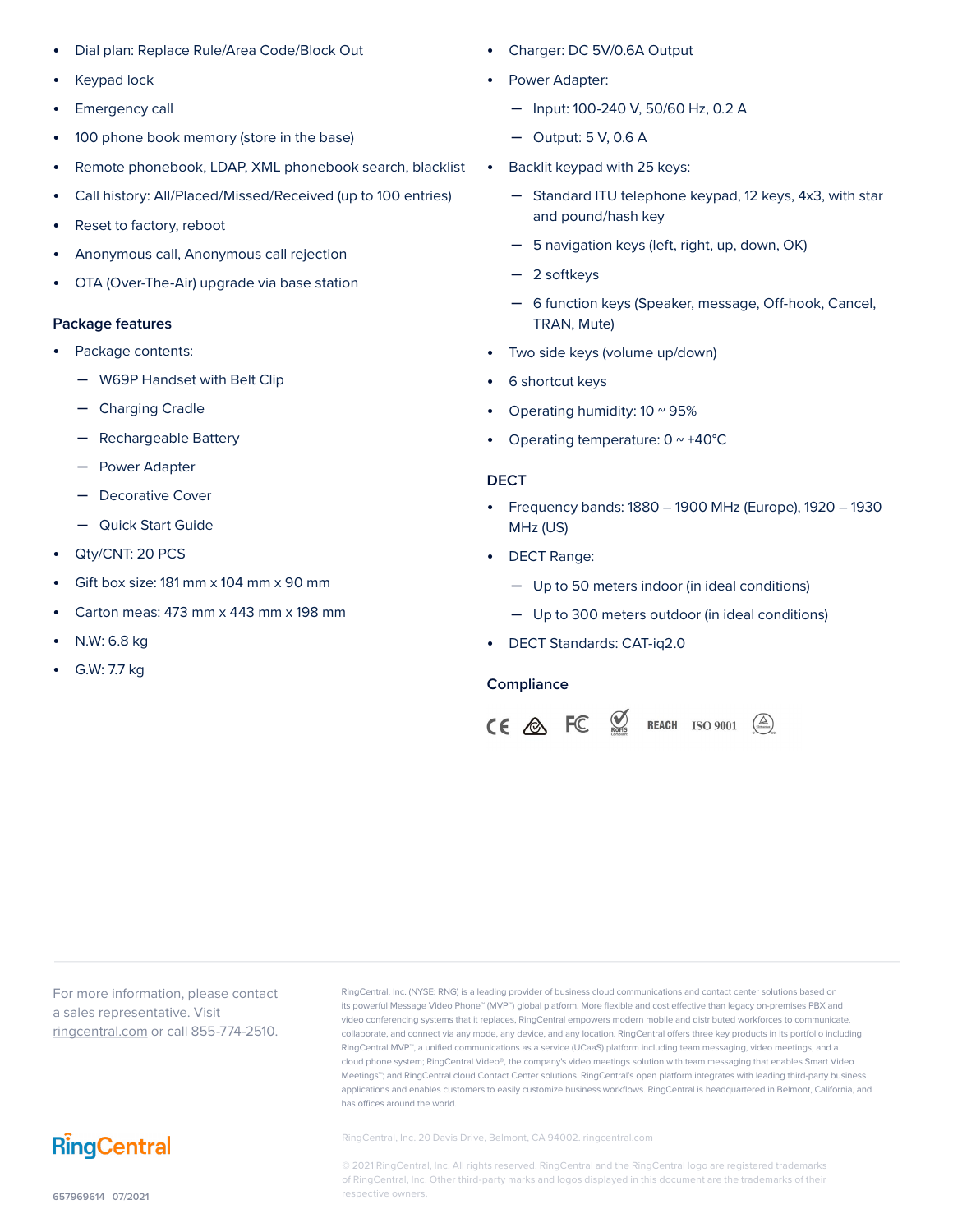- Dial plan: Replace Rule/Area Code/Block Out
- Keypad lock
- Emergency call
- 100 phone book memory (store in the base)
- Remote phonebook, LDAP, XML phonebook search, blacklist
- Call history: All/Placed/Missed/Received (up to 100 entries)
- Reset to factory, reboot
- Anonymous call, Anonymous call rejection
- OTA (Over-The-Air) upgrade via base station

### Package features

- Package contents:
  - W69P Handset with Belt Clip
  - Charging Cradle
  - Rechargeable Battery
  - Power Adapter
  - Decorative Cover
  - Quick Start Guide
- Qty/CNT: 20 PCS
- Gift box size: 181 mm x 104 mm x 90 mm
- Carton meas: 473 mm x 443 mm x 198 mm
- N.W: 6.8 kg
- G.W: 7.7 kg

- Charger: DC 5V/0.6A Output
- Power Adapter:
  - Input: 100-240 V, 50/60 Hz, 0.2 A
  - Output: 5 V, 0.6 A
- Backlit keypad with 25 keys:
  - Standard ITU telephone keypad, 12 keys, 4x3, with star and pound/hash key
  - 5 navigation keys (left, right, up, down, OK)
  - 2 softkeys
  - 6 function keys (Speaker, message, Off-hook, Cancel, TRAN, Mute)
- Two side keys (volume up/down)
- 6 shortcut keys
- Operating humidity: 10 ~ 95%
- Operating temperature: 0 ~ +40°C

### DECT

- Frequency bands: 1880 – 1900 MHz (Europe), 1920 – 1930 MHz (US)
- DECT Range:
  - Up to 50 meters indoor (in ideal conditions)
  - Up to 300 meters outdoor (in ideal conditions)
- DECT Standards: CAT-iq2.0

### Compliance

CE FC RoHS REACH ISO 9001

For more information, please contact a sales representative. Visit ringcentral.com or call 855-774-2510.

RingCentral, Inc. (NYSE: RNG) is a leading provider of business cloud communications and contact center solutions based on its powerful Message Video Phone™ (MVP™) global platform. More flexible and cost effective than legacy on-premises PBX and video conferencing systems that it replaces, RingCentral empowers modern mobile and distributed workforces to communicate, collaborate, and connect via any mode, any device, and any location. RingCentral offers three key products in its portfolio including RingCentral MVP™, a unified communications as a service (UCaaS) platform including team messaging, video meetings, and a cloud phone system; RingCentral Video®, the company's video meetings solution with team messaging that enables Smart Video Meetings℠; and RingCentral cloud Contact Center solutions. RingCentral's open platform integrates with leading third-party business applications and enables customers to easily customize business workflows. RingCentral is headquartered in Belmont, California, and has offices around the world.

RingCentral

RingCentral, Inc. 20 Davis Drive, Belmont, CA 94002. ringcentral.com

© 2021 RingCentral, Inc. All rights reserved. RingCentral and the RingCentral logo are registered trademarks of RingCentral, Inc. Other third-party marks and logos displayed in this document are the trademarks of their respective owners.

657969614 07/2021